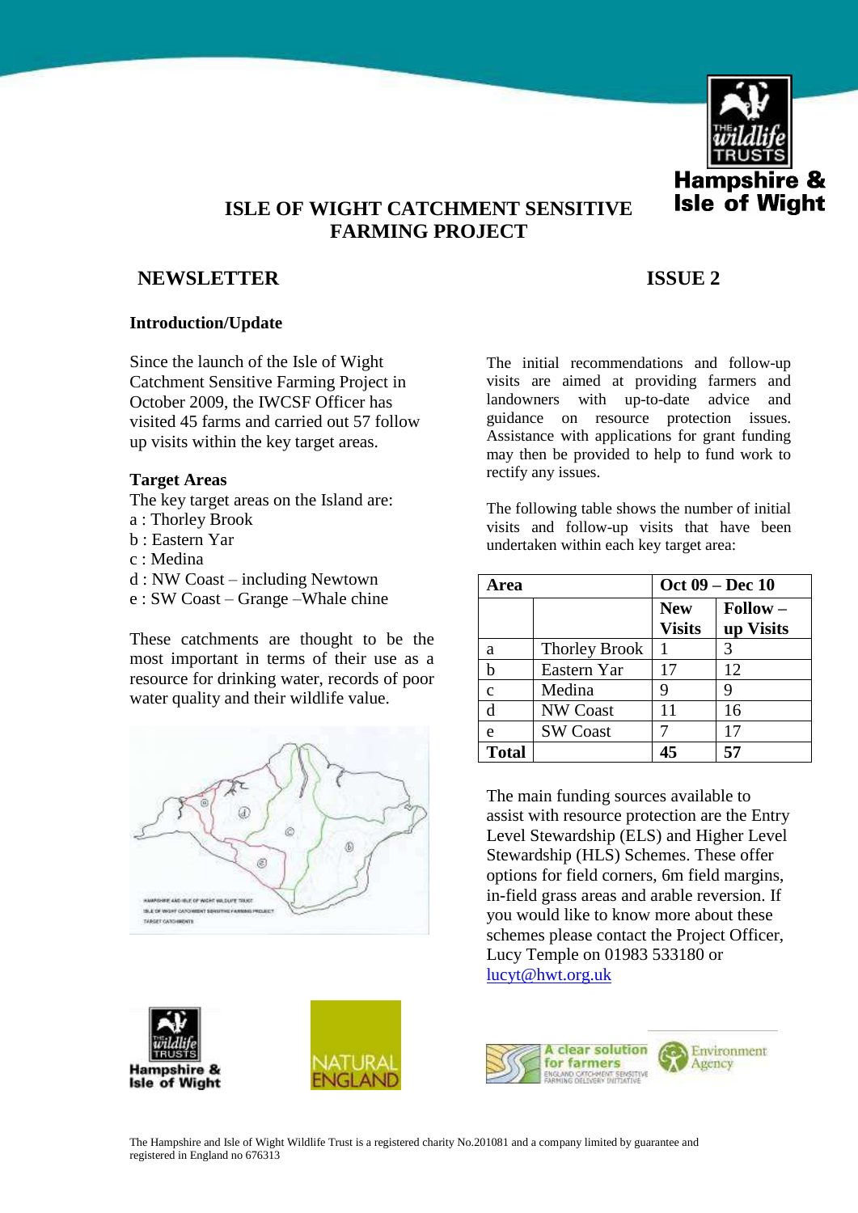# ISLE OF WIGHT CATCHMENT SENSITIVE FARMING PROJECT

## NEWSLETTER

## ISSUE 2

### Introduction/Update

Since the launch of the Isle of Wight Catchment Sensitive Farming Project in October 2009, the IWCSF Officer has visited 45 farms and carried out 57 follow up visits within the key target areas.

### Target Areas

The key target areas on the Island are:

a : Thorley Brook
b : Eastern Yar
c : Medina
d : NW Coast – including Newtown
e : SW Coast – Grange –Whale chine

These catchments are thought to be the most important in terms of their use as a resource for drinking water, records of poor water quality and their wildlife value.

The initial recommendations and follow-up visits are aimed at providing farmers and landowners with up-to-date advice and guidance on resource protection issues. Assistance with applications for grant funding may then be provided to help to fund work to rectify any issues.

The following table shows the number of initial visits and follow-up visits that have been undertaken within each key target area:

| Area | | Oct 09 – Dec 10 | |
|---|---|---|---|
| | | New Visits | Follow – up Visits |
| a | Thorley Brook | 1 | 3 |
| b | Eastern Yar | 17 | 12 |
| c | Medina | 9 | 9 |
| d | NW Coast | 11 | 16 |
| e | SW Coast | 7 | 17 |
| **Total** | | **45** | **57** |

The main funding sources available to assist with resource protection are the Entry Level Stewardship (ELS) and Higher Level Stewardship (HLS) Schemes. These offer options for field corners, 6m field margins, in-field grass areas and arable reversion. If you would like to know more about these schemes please contact the Project Officer, Lucy Temple on 01983 533180 or lucyt@hwt.org.uk

The Hampshire and Isle of Wight Wildlife Trust is a registered charity No.201081 and a company limited by guarantee and registered in England no 676313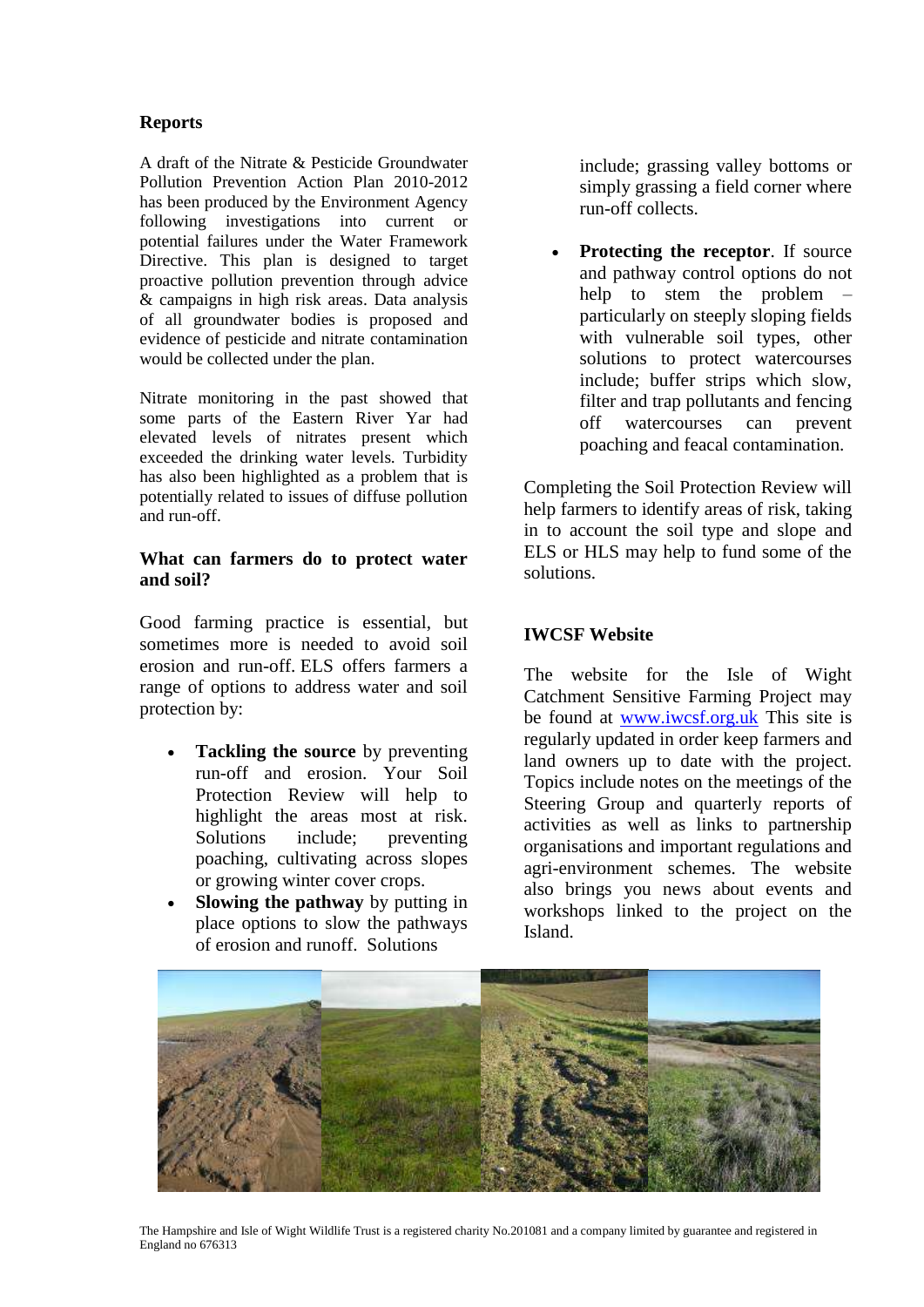## Reports

A draft of the Nitrate & Pesticide Groundwater Pollution Prevention Action Plan 2010-2012 has been produced by the Environment Agency following investigations into current or potential failures under the Water Framework Directive. This plan is designed to target proactive pollution prevention through advice & campaigns in high risk areas. Data analysis of all groundwater bodies is proposed and evidence of pesticide and nitrate contamination would be collected under the plan.

Nitrate monitoring in the past showed that some parts of the Eastern River Yar had elevated levels of nitrates present which exceeded the drinking water levels. Turbidity has also been highlighted as a problem that is potentially related to issues of diffuse pollution and run-off.

## What can farmers do to protect water and soil?

Good farming practice is essential, but sometimes more is needed to avoid soil erosion and run-off. ELS offers farmers a range of options to address water and soil protection by:

- **Tackling the source** by preventing run-off and erosion. Your Soil Protection Review will help to highlight the areas most at risk. Solutions include; preventing poaching, cultivating across slopes or growing winter cover crops.
- **Slowing the pathway** by putting in place options to slow the pathways of erosion and runoff. Solutions include; grassing valley bottoms or simply grassing a field corner where run-off collects.
- **Protecting the receptor**. If source and pathway control options do not help to stem the problem – particularly on steeply sloping fields with vulnerable soil types, other solutions to protect watercourses include; buffer strips which slow, filter and trap pollutants and fencing off watercourses can prevent poaching and feacal contamination.

Completing the Soil Protection Review will help farmers to identify areas of risk, taking in to account the soil type and slope and ELS or HLS may help to fund some of the solutions.

## IWCSF Website

The website for the Isle of Wight Catchment Sensitive Farming Project may be found at www.iwcsf.org.uk This site is regularly updated in order keep farmers and land owners up to date with the project. Topics include notes on the meetings of the Steering Group and quarterly reports of activities as well as links to partnership organisations and important regulations and agri-environment schemes. The website also brings you news about events and workshops linked to the project on the Island.

The Hampshire and Isle of Wight Wildlife Trust is a registered charity No.201081 and a company limited by guarantee and registered in England no 676313